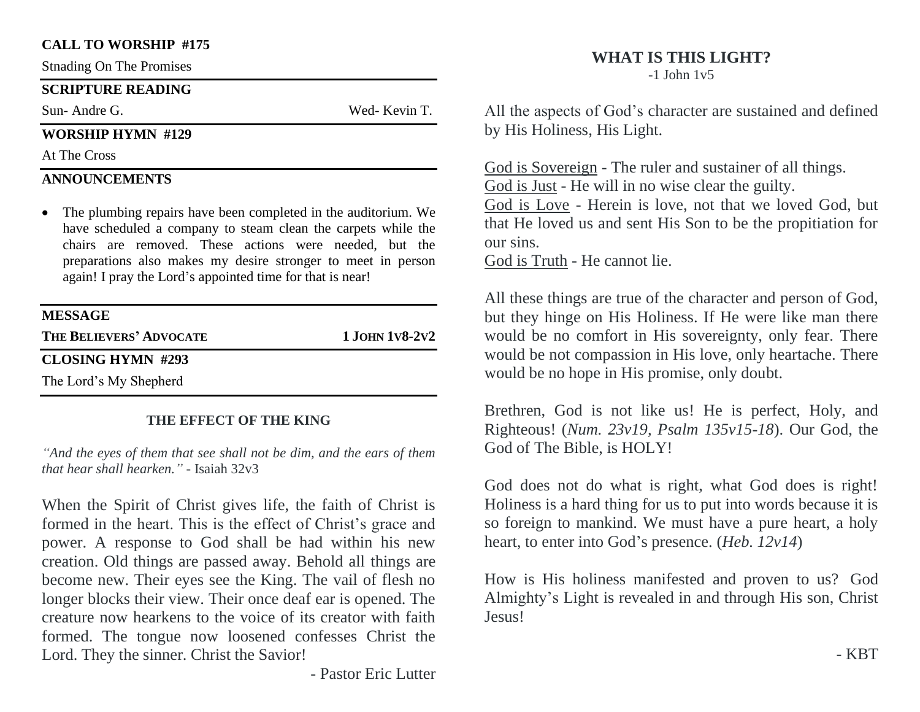**CALL TO WORSHIP #175**

Stnading On The Promises

**SCRIPTURE READING**

Sun- Andre G. Wed- Kevin T.

**WORSHIP HYMN #129**

At The Cross

**ANNOUNCEMENTS**

- The plumbing repairs have been completed in the auditorium. We have scheduled a company to steam clean the carpets while the chairs are removed. These actions were needed, but the preparations also makes my desire stronger to meet in person again! I pray the Lord's appointed time for that is near!

**MESSAGE**

**THE BELIEVERS' ADVOCATE** **1 JOHN 1v8-2v2**

**CLOSING HYMN #293**

The Lord's My Shepherd

## THE EFFECT OF THE KING

*"And the eyes of them that see shall not be dim, and the ears of them that hear shall hearken."* - Isaiah 32v3

When the Spirit of Christ gives life, the faith of Christ is formed in the heart. This is the effect of Christ's grace and power. A response to God shall be had within his new creation. Old things are passed away. Behold all things are become new. Their eyes see the King. The vail of flesh no longer blocks their view. Their once deaf ear is opened. The creature now hearkens to the voice of its creator with faith formed. The tongue now loosened confesses Christ the Lord. They the sinner. Christ the Savior!

- Pastor Eric Lutter

## WHAT IS THIS LIGHT?

-1 John 1v5

All the aspects of God's character are sustained and defined by His Holiness, His Light.

God is Sovereign - The ruler and sustainer of all things.
God is Just - He will in no wise clear the guilty.
God is Love - Herein is love, not that we loved God, but that He loved us and sent His Son to be the propitiation for our sins.
God is Truth - He cannot lie.

All these things are true of the character and person of God, but they hinge on His Holiness. If He were like man there would be no comfort in His sovereignty, only fear. There would be not compassion in His love, only heartache. There would be no hope in His promise, only doubt.

Brethren, God is not like us! He is perfect, Holy, and Righteous! (*Num. 23v19*, *Psalm 135v15-18*). Our God, the God of The Bible, is HOLY!

God does not do what is right, what God does is right! Holiness is a hard thing for us to put into words because it is so foreign to mankind. We must have a pure heart, a holy heart, to enter into God's presence. (*Heb. 12v14*)

How is His holiness manifested and proven to us? God Almighty's Light is revealed in and through His son, Christ Jesus!

- KBT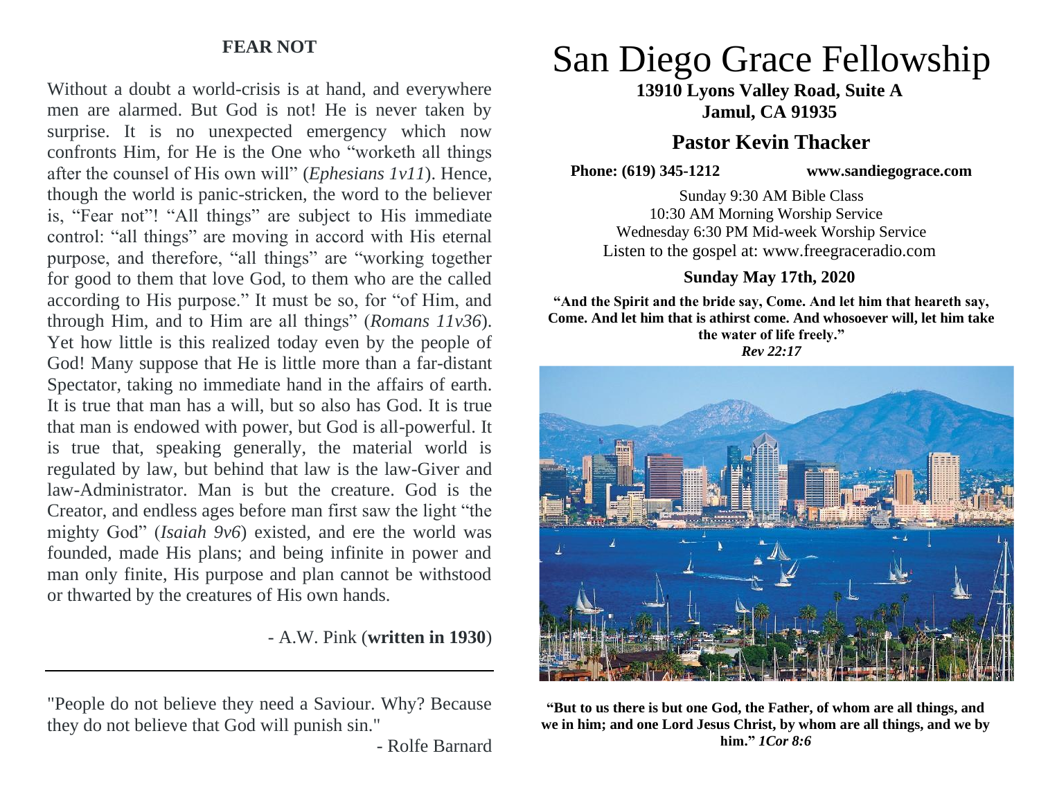## FEAR NOT

Without a doubt a world-crisis is at hand, and everywhere men are alarmed. But God is not! He is never taken by surprise. It is no unexpected emergency which now confronts Him, for He is the One who "worketh all things after the counsel of His own will" (*Ephesians 1v11*). Hence, though the world is panic-stricken, the word to the believer is, "Fear not"! "All things" are subject to His immediate control: "all things" are moving in accord with His eternal purpose, and therefore, "all things" are "working together for good to them that love God, to them who are the called according to His purpose." It must be so, for "of Him, and through Him, and to Him are all things" (*Romans 11v36*). Yet how little is this realized today even by the people of God! Many suppose that He is little more than a far-distant Spectator, taking no immediate hand in the affairs of earth. It is true that man has a will, but so also has God. It is true that man is endowed with power, but God is all-powerful. It is true that, speaking generally, the material world is regulated by law, but behind that law is the law-Giver and law-Administrator. Man is but the creature. God is the Creator, and endless ages before man first saw the light "the mighty God" (*Isaiah 9v6*) existed, and ere the world was founded, made His plans; and being infinite in power and man only finite, His purpose and plan cannot be withstood or thwarted by the creatures of His own hands.

- A.W. Pink (**written in 1930**)

---

"People do not believe they need a Saviour. Why? Because they do not believe that God will punish sin."

- Rolfe Barnard

# San Diego Grace Fellowship

**13910 Lyons Valley Road, Suite A**
**Jamul, CA 91935**

## Pastor Kevin Thacker

**Phone: (619) 345-1212** **www.sandiegograce.com**

Sunday 9:30 AM Bible Class
10:30 AM Morning Worship Service
Wednesday 6:30 PM Mid-week Worship Service
Listen to the gospel at: www.freegraceradio.com

**Sunday May 17th, 2020**

**"And the Spirit and the bride say, Come. And let him that heareth say, Come. And let him that is athirst come. And whosoever will, let him take the water of life freely."**
***Rev 22:17***

**"But to us there is but one God, the Father, of whom are all things, and we in him; and one Lord Jesus Christ, by whom are all things, and we by him."** ***1Cor 8:6***